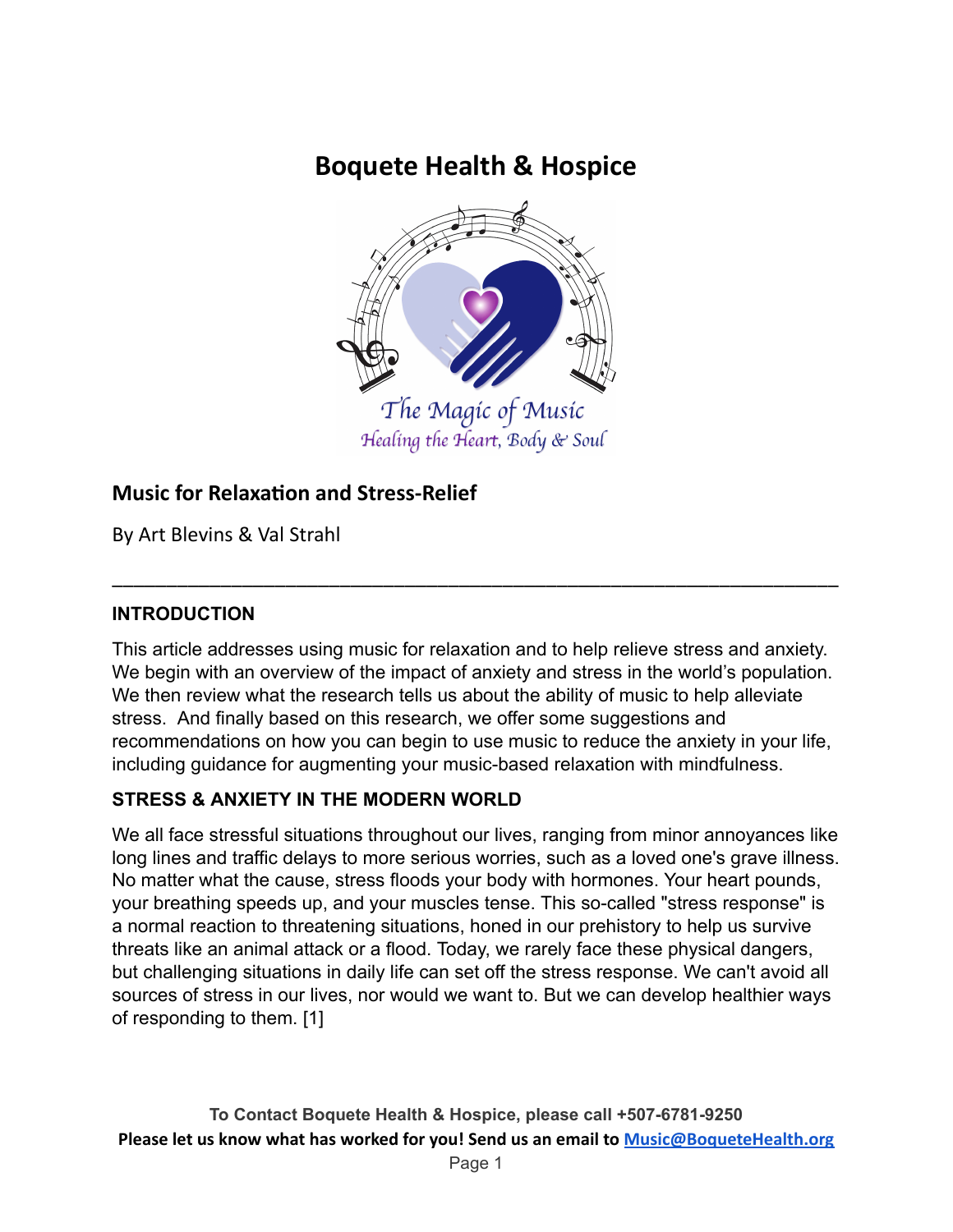# Boquete Health & Hospice

The Magic of Music

Healing the Heart, Body & Soul

## Music for Relaxation and Stress-Relief

By Art Blevins & Val Strahl

---

### INTRODUCTION

This article addresses using music for relaxation and to help relieve stress and anxiety. We begin with an overview of the impact of anxiety and stress in the world's population. We then review what the research tells us about the ability of music to help alleviate stress. And finally based on this research, we offer some suggestions and recommendations on how you can begin to use music to reduce the anxiety in your life, including guidance for augmenting your music-based relaxation with mindfulness.

### STRESS & ANXIETY IN THE MODERN WORLD

We all face stressful situations throughout our lives, ranging from minor annoyances like long lines and traffic delays to more serious worries, such as a loved one's grave illness. No matter what the cause, stress floods your body with hormones. Your heart pounds, your breathing speeds up, and your muscles tense. This so-called "stress response" is a normal reaction to threatening situations, honed in our prehistory to help us survive threats like an animal attack or a flood. Today, we rarely face these physical dangers, but challenging situations in daily life can set off the stress response. We can't avoid all sources of stress in our lives, nor would we want to. But we can develop healthier ways of responding to them. [1]

**To Contact Boquete Health & Hospice, please call +507-6781-9250**

**Please let us know what has worked for you! Send us an email to Music@BoqueteHealth.org**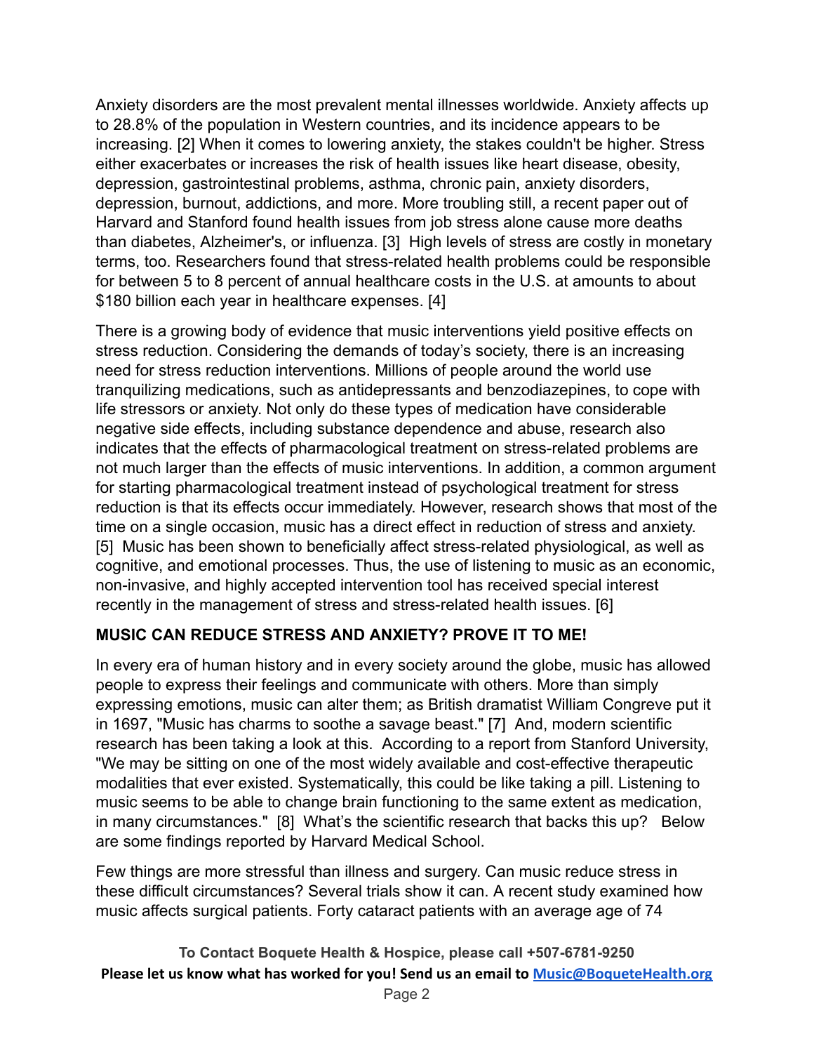Anxiety disorders are the most prevalent mental illnesses worldwide. Anxiety affects up to 28.8% of the population in Western countries, and its incidence appears to be increasing. [2] When it comes to lowering anxiety, the stakes couldn't be higher. Stress either exacerbates or increases the risk of health issues like heart disease, obesity, depression, gastrointestinal problems, asthma, chronic pain, anxiety disorders, depression, burnout, addictions, and more. More troubling still, a recent paper out of Harvard and Stanford found health issues from job stress alone cause more deaths than diabetes, Alzheimer's, or influenza. [3] High levels of stress are costly in monetary terms, too. Researchers found that stress-related health problems could be responsible for between 5 to 8 percent of annual healthcare costs in the U.S. at amounts to about $180 billion each year in healthcare expenses. [4]

There is a growing body of evidence that music interventions yield positive effects on stress reduction. Considering the demands of today's society, there is an increasing need for stress reduction interventions. Millions of people around the world use tranquilizing medications, such as antidepressants and benzodiazepines, to cope with life stressors or anxiety. Not only do these types of medication have considerable negative side effects, including substance dependence and abuse, research also indicates that the effects of pharmacological treatment on stress-related problems are not much larger than the effects of music interventions. In addition, a common argument for starting pharmacological treatment instead of psychological treatment for stress reduction is that its effects occur immediately. However, research shows that most of the time on a single occasion, music has a direct effect in reduction of stress and anxiety. [5] Music has been shown to beneficially affect stress-related physiological, as well as cognitive, and emotional processes. Thus, the use of listening to music as an economic, non-invasive, and highly accepted intervention tool has received special interest recently in the management of stress and stress-related health issues. [6]

**MUSIC CAN REDUCE STRESS AND ANXIETY? PROVE IT TO ME!**

In every era of human history and in every society around the globe, music has allowed people to express their feelings and communicate with others. More than simply expressing emotions, music can alter them; as British dramatist William Congreve put it in 1697, "Music has charms to soothe a savage beast." [7] And, modern scientific research has been taking a look at this. According to a report from Stanford University, "We may be sitting on one of the most widely available and cost-effective therapeutic modalities that ever existed. Systematically, this could be like taking a pill. Listening to music seems to be able to change brain functioning to the same extent as medication, in many circumstances." [8] What's the scientific research that backs this up? Below are some findings reported by Harvard Medical School.

Few things are more stressful than illness and surgery. Can music reduce stress in these difficult circumstances? Several trials show it can. A recent study examined how music affects surgical patients. Forty cataract patients with an average age of 74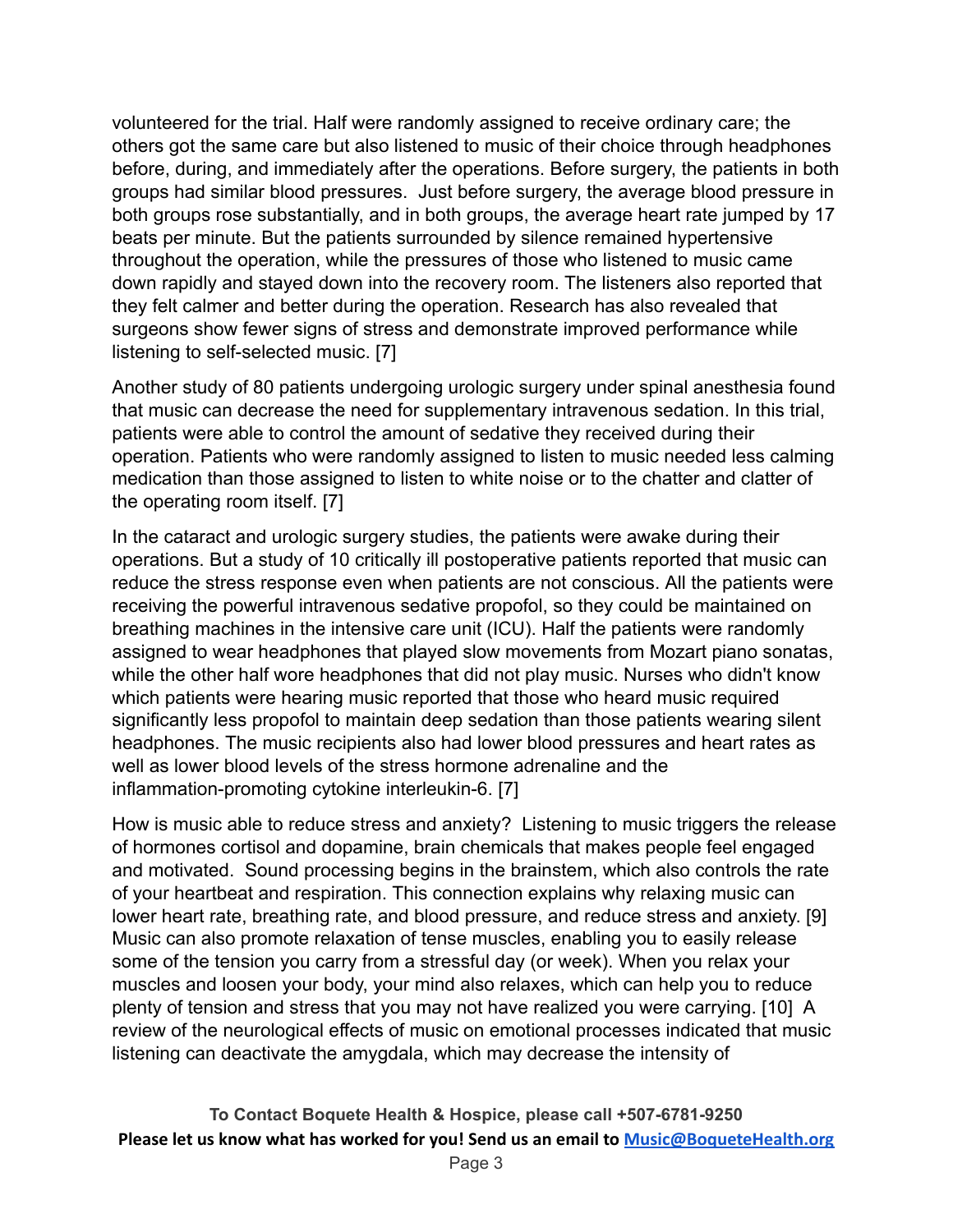volunteered for the trial. Half were randomly assigned to receive ordinary care; the others got the same care but also listened to music of their choice through headphones before, during, and immediately after the operations. Before surgery, the patients in both groups had similar blood pressures.  Just before surgery, the average blood pressure in both groups rose substantially, and in both groups, the average heart rate jumped by 17 beats per minute. But the patients surrounded by silence remained hypertensive throughout the operation, while the pressures of those who listened to music came down rapidly and stayed down into the recovery room. The listeners also reported that they felt calmer and better during the operation. Research has also revealed that surgeons show fewer signs of stress and demonstrate improved performance while listening to self-selected music. [7]

Another study of 80 patients undergoing urologic surgery under spinal anesthesia found that music can decrease the need for supplementary intravenous sedation. In this trial, patients were able to control the amount of sedative they received during their operation. Patients who were randomly assigned to listen to music needed less calming medication than those assigned to listen to white noise or to the chatter and clatter of the operating room itself. [7]

In the cataract and urologic surgery studies, the patients were awake during their operations. But a study of 10 critically ill postoperative patients reported that music can reduce the stress response even when patients are not conscious. All the patients were receiving the powerful intravenous sedative propofol, so they could be maintained on breathing machines in the intensive care unit (ICU). Half the patients were randomly assigned to wear headphones that played slow movements from Mozart piano sonatas, while the other half wore headphones that did not play music. Nurses who didn't know which patients were hearing music reported that those who heard music required significantly less propofol to maintain deep sedation than those patients wearing silent headphones. The music recipients also had lower blood pressures and heart rates as well as lower blood levels of the stress hormone adrenaline and the inflammation-promoting cytokine interleukin-6. [7]

How is music able to reduce stress and anxiety?  Listening to music triggers the release of hormones cortisol and dopamine, brain chemicals that makes people feel engaged and motivated.  Sound processing begins in the brainstem, which also controls the rate of your heartbeat and respiration. This connection explains why relaxing music can lower heart rate, breathing rate, and blood pressure, and reduce stress and anxiety. [9] Music can also promote relaxation of tense muscles, enabling you to easily release some of the tension you carry from a stressful day (or week). When you relax your muscles and loosen your body, your mind also relaxes, which can help you to reduce plenty of tension and stress that you may not have realized you were carrying. [10]  A review of the neurological effects of music on emotional processes indicated that music listening can deactivate the amygdala, which may decrease the intensity of

**To Contact Boquete Health & Hospice, please call +507-6781-9250**

**Please let us know what has worked for you! Send us an email to Music@BoqueteHealth.org**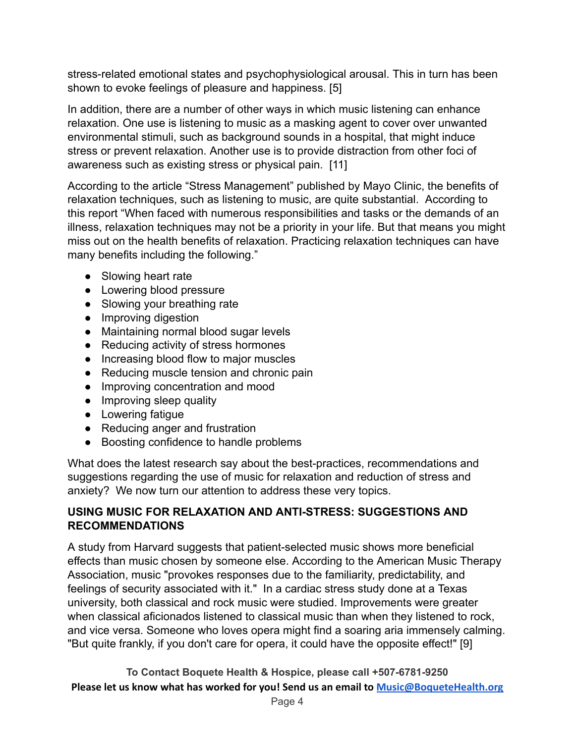stress-related emotional states and psychophysiological arousal. This in turn has been shown to evoke feelings of pleasure and happiness. [5]

In addition, there are a number of other ways in which music listening can enhance relaxation. One use is listening to music as a masking agent to cover over unwanted environmental stimuli, such as background sounds in a hospital, that might induce stress or prevent relaxation. Another use is to provide distraction from other foci of awareness such as existing stress or physical pain. [11]

According to the article "Stress Management" published by Mayo Clinic, the benefits of relaxation techniques, such as listening to music, are quite substantial. According to this report "When faced with numerous responsibilities and tasks or the demands of an illness, relaxation techniques may not be a priority in your life. But that means you might miss out on the health benefits of relaxation. Practicing relaxation techniques can have many benefits including the following."

- Slowing heart rate
- Lowering blood pressure
- Slowing your breathing rate
- Improving digestion
- Maintaining normal blood sugar levels
- Reducing activity of stress hormones
- Increasing blood flow to major muscles
- Reducing muscle tension and chronic pain
- Improving concentration and mood
- Improving sleep quality
- Lowering fatigue
- Reducing anger and frustration
- Boosting confidence to handle problems

What does the latest research say about the best-practices, recommendations and suggestions regarding the use of music for relaxation and reduction of stress and anxiety? We now turn our attention to address these very topics.

## USING MUSIC FOR RELAXATION AND ANTI-STRESS: SUGGESTIONS AND RECOMMENDATIONS

A study from Harvard suggests that patient-selected music shows more beneficial effects than music chosen by someone else. According to the American Music Therapy Association, music "provokes responses due to the familiarity, predictability, and feelings of security associated with it." In a cardiac stress study done at a Texas university, both classical and rock music were studied. Improvements were greater when classical aficionados listened to classical music than when they listened to rock, and vice versa. Someone who loves opera might find a soaring aria immensely calming. "But quite frankly, if you don't care for opera, it could have the opposite effect!" [9]

**To Contact Boquete Health & Hospice, please call +507-6781-9250**

**Please let us know what has worked for you! Send us an email to [Music@BoqueteHealth.org](mailto:Music@BoqueteHealth.org)**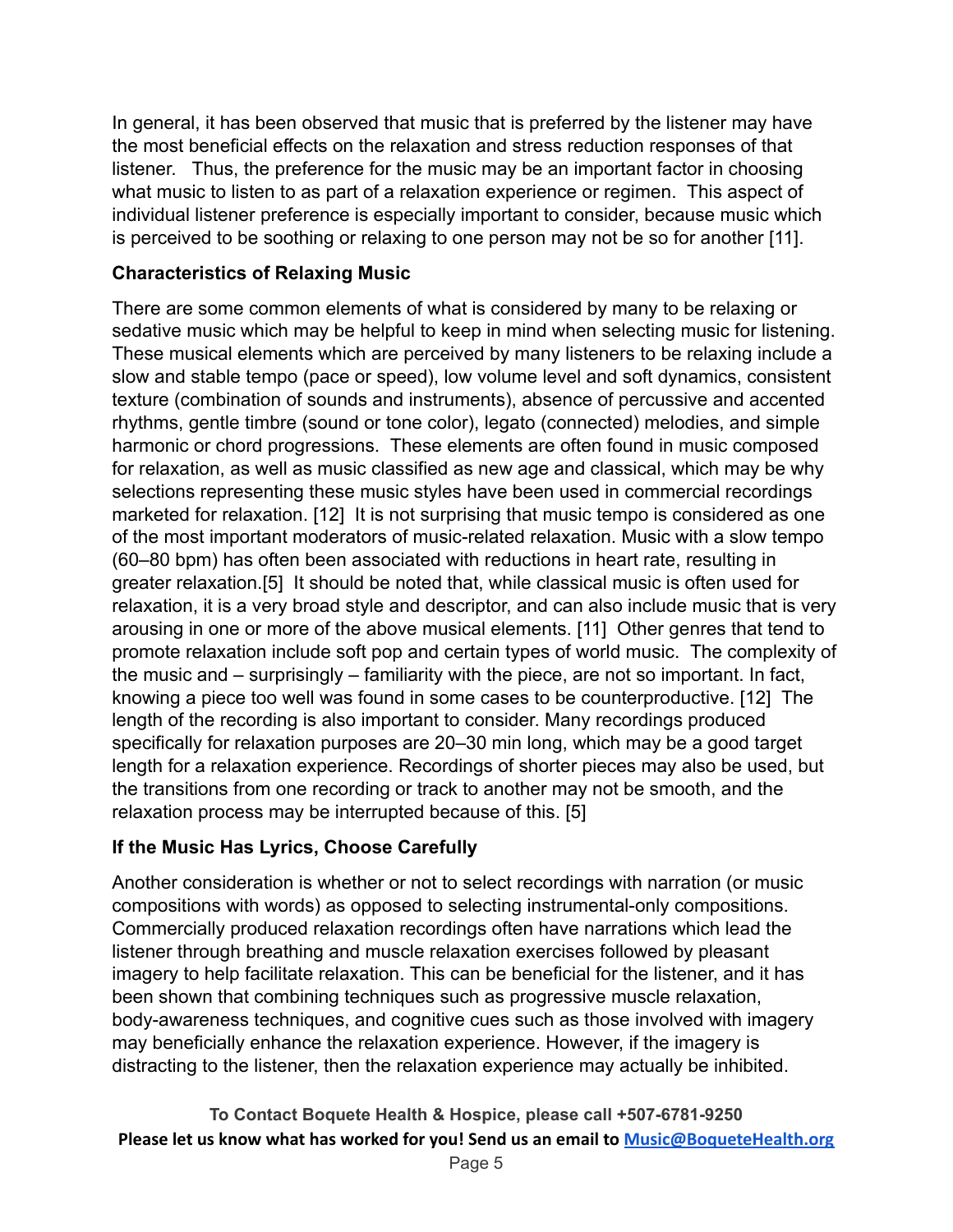In general, it has been observed that music that is preferred by the listener may have the most beneficial effects on the relaxation and stress reduction responses of that listener. Thus, the preference for the music may be an important factor in choosing what music to listen to as part of a relaxation experience or regimen. This aspect of individual listener preference is especially important to consider, because music which is perceived to be soothing or relaxing to one person may not be so for another [11].

**Characteristics of Relaxing Music**

There are some common elements of what is considered by many to be relaxing or sedative music which may be helpful to keep in mind when selecting music for listening. These musical elements which are perceived by many listeners to be relaxing include a slow and stable tempo (pace or speed), low volume level and soft dynamics, consistent texture (combination of sounds and instruments), absence of percussive and accented rhythms, gentle timbre (sound or tone color), legato (connected) melodies, and simple harmonic or chord progressions. These elements are often found in music composed for relaxation, as well as music classified as new age and classical, which may be why selections representing these music styles have been used in commercial recordings marketed for relaxation. [12] It is not surprising that music tempo is considered as one of the most important moderators of music-related relaxation. Music with a slow tempo (60–80 bpm) has often been associated with reductions in heart rate, resulting in greater relaxation.[5] It should be noted that, while classical music is often used for relaxation, it is a very broad style and descriptor, and can also include music that is very arousing in one or more of the above musical elements. [11] Other genres that tend to promote relaxation include soft pop and certain types of world music. The complexity of the music and – surprisingly – familiarity with the piece, are not so important. In fact, knowing a piece too well was found in some cases to be counterproductive. [12] The length of the recording is also important to consider. Many recordings produced specifically for relaxation purposes are 20–30 min long, which may be a good target length for a relaxation experience. Recordings of shorter pieces may also be used, but the transitions from one recording or track to another may not be smooth, and the relaxation process may be interrupted because of this. [5]

**If the Music Has Lyrics, Choose Carefully**

Another consideration is whether or not to select recordings with narration (or music compositions with words) as opposed to selecting instrumental-only compositions. Commercially produced relaxation recordings often have narrations which lead the listener through breathing and muscle relaxation exercises followed by pleasant imagery to help facilitate relaxation. This can be beneficial for the listener, and it has been shown that combining techniques such as progressive muscle relaxation, body-awareness techniques, and cognitive cues such as those involved with imagery may beneficially enhance the relaxation experience. However, if the imagery is distracting to the listener, then the relaxation experience may actually be inhibited.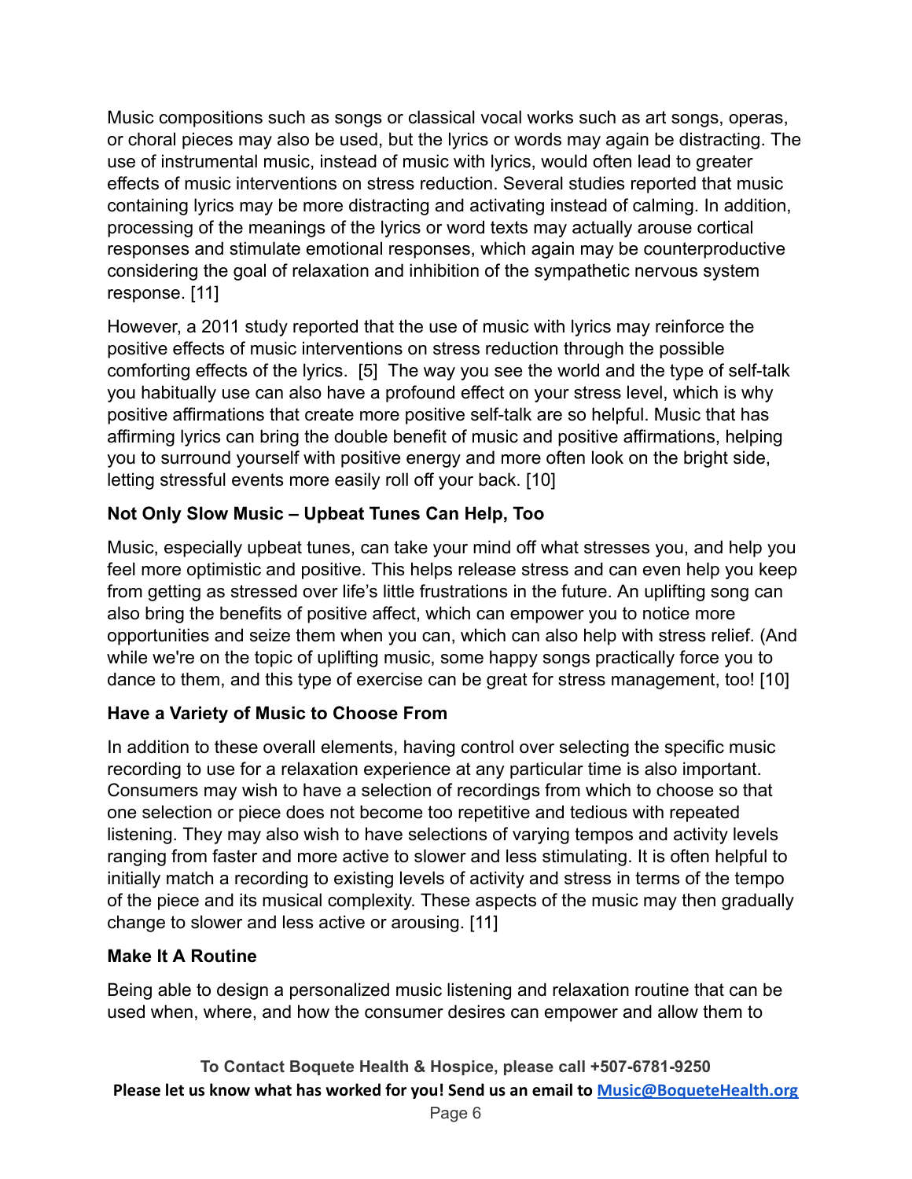Music compositions such as songs or classical vocal works such as art songs, operas, or choral pieces may also be used, but the lyrics or words may again be distracting. The use of instrumental music, instead of music with lyrics, would often lead to greater effects of music interventions on stress reduction. Several studies reported that music containing lyrics may be more distracting and activating instead of calming. In addition, processing of the meanings of the lyrics or word texts may actually arouse cortical responses and stimulate emotional responses, which again may be counterproductive considering the goal of relaxation and inhibition of the sympathetic nervous system response. [11]

However, a 2011 study reported that the use of music with lyrics may reinforce the positive effects of music interventions on stress reduction through the possible comforting effects of the lyrics. [5] The way you see the world and the type of self-talk you habitually use can also have a profound effect on your stress level, which is why positive affirmations that create more positive self-talk are so helpful. Music that has affirming lyrics can bring the double benefit of music and positive affirmations, helping you to surround yourself with positive energy and more often look on the bright side, letting stressful events more easily roll off your back. [10]

### Not Only Slow Music – Upbeat Tunes Can Help, Too

Music, especially upbeat tunes, can take your mind off what stresses you, and help you feel more optimistic and positive. This helps release stress and can even help you keep from getting as stressed over life's little frustrations in the future. An uplifting song can also bring the benefits of positive affect, which can empower you to notice more opportunities and seize them when you can, which can also help with stress relief. (And while we're on the topic of uplifting music, some happy songs practically force you to dance to them, and this type of exercise can be great for stress management, too! [10]

### Have a Variety of Music to Choose From

In addition to these overall elements, having control over selecting the specific music recording to use for a relaxation experience at any particular time is also important. Consumers may wish to have a selection of recordings from which to choose so that one selection or piece does not become too repetitive and tedious with repeated listening. They may also wish to have selections of varying tempos and activity levels ranging from faster and more active to slower and less stimulating. It is often helpful to initially match a recording to existing levels of activity and stress in terms of the tempo of the piece and its musical complexity. These aspects of the music may then gradually change to slower and less active or arousing. [11]

### Make It A Routine

Being able to design a personalized music listening and relaxation routine that can be used when, where, and how the consumer desires can empower and allow them to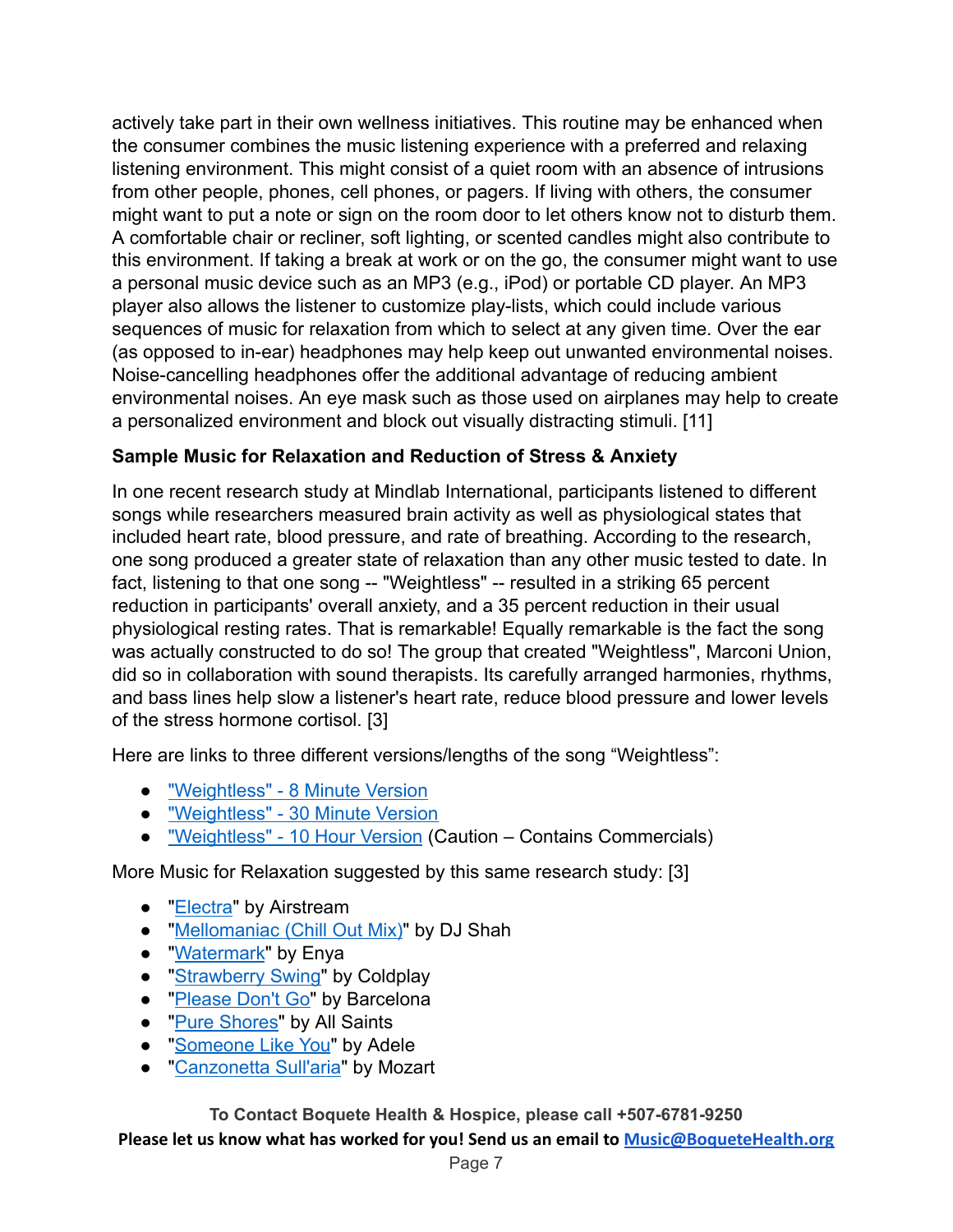actively take part in their own wellness initiatives. This routine may be enhanced when the consumer combines the music listening experience with a preferred and relaxing listening environment. This might consist of a quiet room with an absence of intrusions from other people, phones, cell phones, or pagers. If living with others, the consumer might want to put a note or sign on the room door to let others know not to disturb them. A comfortable chair or recliner, soft lighting, or scented candles might also contribute to this environment. If taking a break at work or on the go, the consumer might want to use a personal music device such as an MP3 (e.g., iPod) or portable CD player. An MP3 player also allows the listener to customize play-lists, which could include various sequences of music for relaxation from which to select at any given time. Over the ear (as opposed to in-ear) headphones may help keep out unwanted environmental noises. Noise-cancelling headphones offer the additional advantage of reducing ambient environmental noises. An eye mask such as those used on airplanes may help to create a personalized environment and block out visually distracting stimuli. [11]

### Sample Music for Relaxation and Reduction of Stress & Anxiety

In one recent research study at Mindlab International, participants listened to different songs while researchers measured brain activity as well as physiological states that included heart rate, blood pressure, and rate of breathing. According to the research, one song produced a greater state of relaxation than any other music tested to date. In fact, listening to that one song -- "Weightless" -- resulted in a striking 65 percent reduction in participants' overall anxiety, and a 35 percent reduction in their usual physiological resting rates. That is remarkable! Equally remarkable is the fact the song was actually constructed to do so! The group that created "Weightless", Marconi Union, did so in collaboration with sound therapists. Its carefully arranged harmonies, rhythms, and bass lines help slow a listener's heart rate, reduce blood pressure and lower levels of the stress hormone cortisol. [3]

Here are links to three different versions/lengths of the song "Weightless":

- "Weightless" - 8 Minute Version
- "Weightless" - 30 Minute Version
- "Weightless" - 10 Hour Version (Caution – Contains Commercials)

More Music for Relaxation suggested by this same research study: [3]

- "Electra" by Airstream
- "Mellomaniac (Chill Out Mix)" by DJ Shah
- "Watermark" by Enya
- "Strawberry Swing" by Coldplay
- "Please Don't Go" by Barcelona
- "Pure Shores" by All Saints
- "Someone Like You" by Adele
- "Canzonetta Sull'aria" by Mozart

**To Contact Boquete Health & Hospice, please call +507-6781-9250**

**Please let us know what has worked for you! Send us an email to Music@BoqueteHealth.org**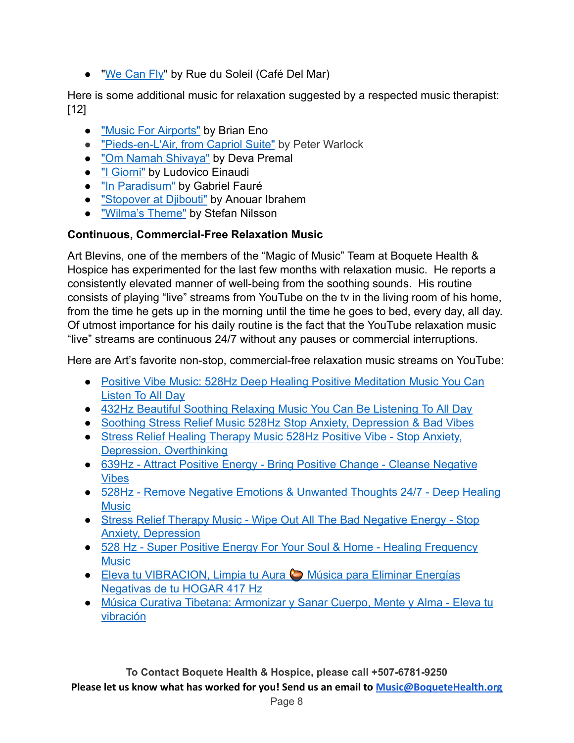- "We Can Fly" by Rue du Soleil (Café Del Mar)

Here is some additional music for relaxation suggested by a respected music therapist: [12]

- "Music For Airports" by Brian Eno
- "Pieds-en-L'Air, from Capriol Suite" by Peter Warlock
- "Om Namah Shivaya" by Deva Premal
- "I Giorni" by Ludovico Einaudi
- "In Paradisum" by Gabriel Fauré
- "Stopover at Djibouti" by Anouar Ibrahem
- "Wilma's Theme" by Stefan Nilsson

**Continuous, Commercial-Free Relaxation Music**

Art Blevins, one of the members of the "Magic of Music" Team at Boquete Health & Hospice has experimented for the last few months with relaxation music. He reports a consistently elevated manner of well-being from the soothing sounds. His routine consists of playing "live" streams from YouTube on the tv in the living room of his home, from the time he gets up in the morning until the time he goes to bed, every day, all day. Of utmost importance for his daily routine is the fact that the YouTube relaxation music "live" streams are continuous 24/7 without any pauses or commercial interruptions.

Here are Art's favorite non-stop, commercial-free relaxation music streams on YouTube:

- Positive Vibe Music: 528Hz Deep Healing Positive Meditation Music You Can Listen To All Day
- 432Hz Beautiful Soothing Relaxing Music You Can Be Listening To All Day
- Soothing Stress Relief Music 528Hz Stop Anxiety, Depression & Bad Vibes
- Stress Relief Healing Therapy Music 528Hz Positive Vibe - Stop Anxiety, Depression, Overthinking
- 639Hz - Attract Positive Energy - Bring Positive Change - Cleanse Negative Vibes
- 528Hz - Remove Negative Emotions & Unwanted Thoughts 24/7 - Deep Healing Music
- Stress Relief Therapy Music - Wipe Out All The Bad Negative Energy - Stop Anxiety, Depression
- 528 Hz - Super Positive Energy For Your Soul & Home - Healing Frequency Music
- Eleva tu VIBRACION, Limpia tu Aura 🪔 Música para Eliminar Energías Negativas de tu HOGAR 417 Hz
- Música Curativa Tibetana: Armonizar y Sanar Cuerpo, Mente y Alma - Eleva tu vibración

**To Contact Boquete Health & Hospice, please call +507-6781-9250**

**Please let us know what has worked for you! Send us an email to Music@BoqueteHealth.org**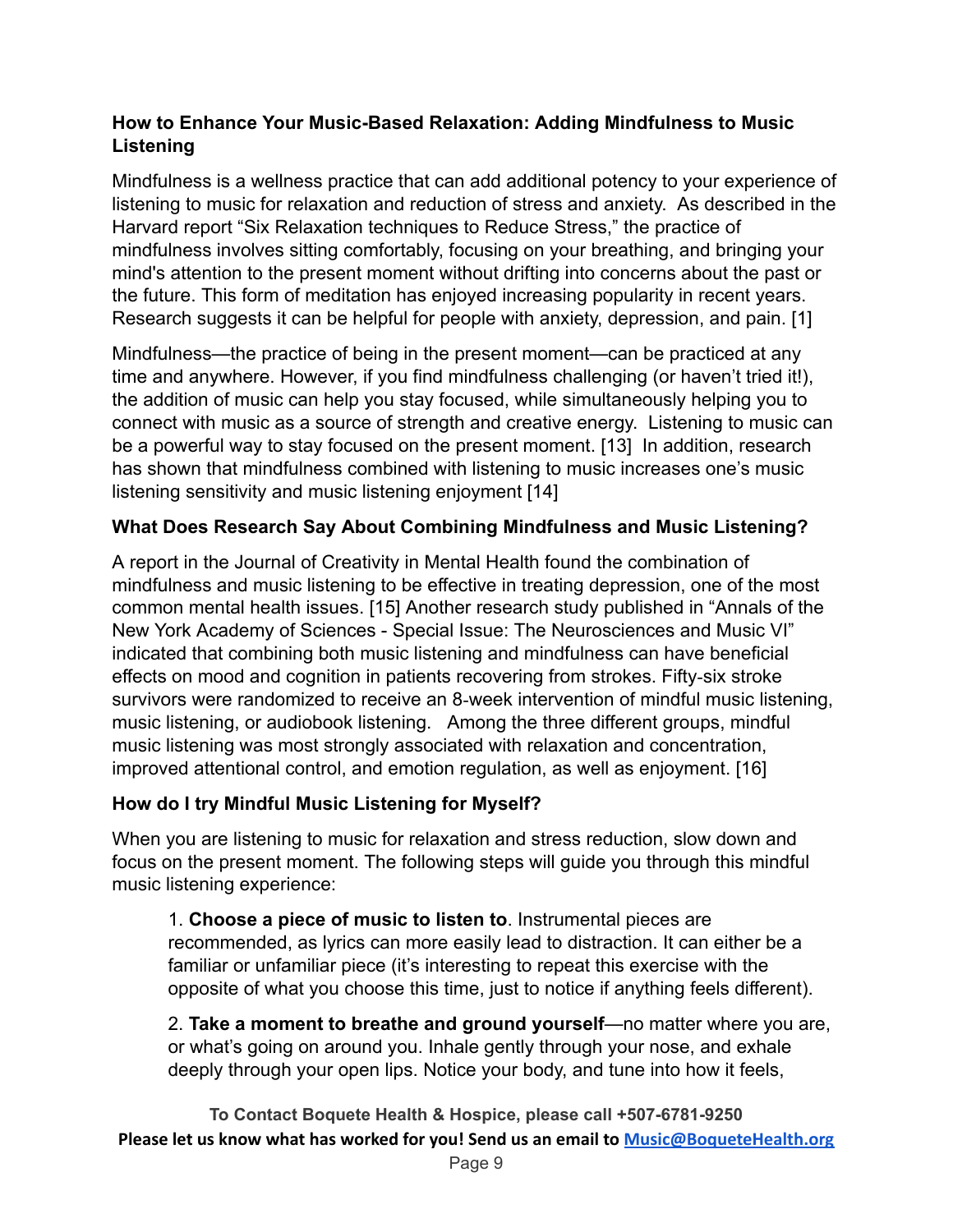**How to Enhance Your Music-Based Relaxation: Adding Mindfulness to Music Listening**

Mindfulness is a wellness practice that can add additional potency to your experience of listening to music for relaxation and reduction of stress and anxiety. As described in the Harvard report "Six Relaxation techniques to Reduce Stress," the practice of mindfulness involves sitting comfortably, focusing on your breathing, and bringing your mind's attention to the present moment without drifting into concerns about the past or the future. This form of meditation has enjoyed increasing popularity in recent years. Research suggests it can be helpful for people with anxiety, depression, and pain. [1]

Mindfulness—the practice of being in the present moment—can be practiced at any time and anywhere. However, if you find mindfulness challenging (or haven't tried it!), the addition of music can help you stay focused, while simultaneously helping you to connect with music as a source of strength and creative energy. Listening to music can be a powerful way to stay focused on the present moment. [13] In addition, research has shown that mindfulness combined with listening to music increases one's music listening sensitivity and music listening enjoyment [14]

**What Does Research Say About Combining Mindfulness and Music Listening?**

A report in the Journal of Creativity in Mental Health found the combination of mindfulness and music listening to be effective in treating depression, one of the most common mental health issues. [15] Another research study published in "Annals of the New York Academy of Sciences - Special Issue: The Neurosciences and Music VI" indicated that combining both music listening and mindfulness can have beneficial effects on mood and cognition in patients recovering from strokes. Fifty-six stroke survivors were randomized to receive an 8-week intervention of mindful music listening, music listening, or audiobook listening. Among the three different groups, mindful music listening was most strongly associated with relaxation and concentration, improved attentional control, and emotion regulation, as well as enjoyment. [16]

**How do I try Mindful Music Listening for Myself?**

When you are listening to music for relaxation and stress reduction, slow down and focus on the present moment. The following steps will guide you through this mindful music listening experience:

1. **Choose a piece of music to listen to**. Instrumental pieces are recommended, as lyrics can more easily lead to distraction. It can either be a familiar or unfamiliar piece (it's interesting to repeat this exercise with the opposite of what you choose this time, just to notice if anything feels different).

2. **Take a moment to breathe and ground yourself**—no matter where you are, or what's going on around you. Inhale gently through your nose, and exhale deeply through your open lips. Notice your body, and tune into how it feels,

**To Contact Boquete Health & Hospice, please call +507-6781-9250**

**Please let us know what has worked for you! Send us an email to Music@BoqueteHealth.org**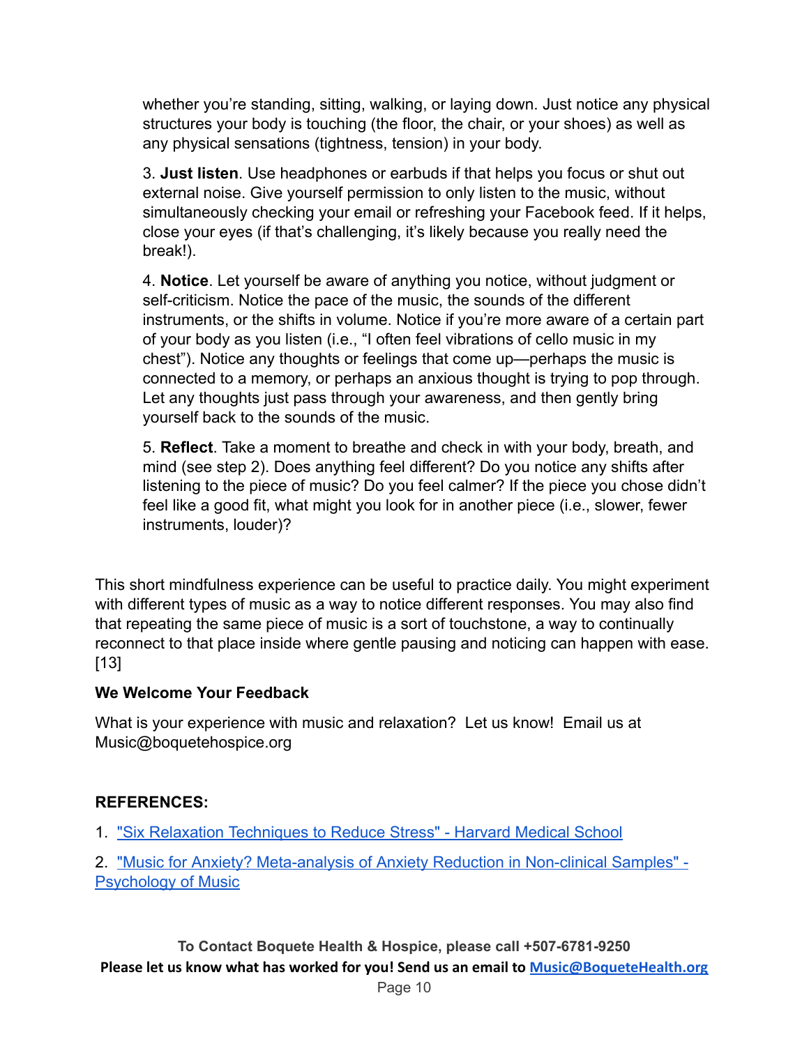whether you're standing, sitting, walking, or laying down. Just notice any physical structures your body is touching (the floor, the chair, or your shoes) as well as any physical sensations (tightness, tension) in your body.

3. **Just listen**. Use headphones or earbuds if that helps you focus or shut out external noise. Give yourself permission to only listen to the music, without simultaneously checking your email or refreshing your Facebook feed. If it helps, close your eyes (if that's challenging, it's likely because you really need the break!).

4. **Notice**. Let yourself be aware of anything you notice, without judgment or self-criticism. Notice the pace of the music, the sounds of the different instruments, or the shifts in volume. Notice if you're more aware of a certain part of your body as you listen (i.e., "I often feel vibrations of cello music in my chest"). Notice any thoughts or feelings that come up—perhaps the music is connected to a memory, or perhaps an anxious thought is trying to pop through. Let any thoughts just pass through your awareness, and then gently bring yourself back to the sounds of the music.

5. **Reflect**. Take a moment to breathe and check in with your body, breath, and mind (see step 2). Does anything feel different? Do you notice any shifts after listening to the piece of music? Do you feel calmer? If the piece you chose didn't feel like a good fit, what might you look for in another piece (i.e., slower, fewer instruments, louder)?

This short mindfulness experience can be useful to practice daily. You might experiment with different types of music as a way to notice different responses. You may also find that repeating the same piece of music is a sort of touchstone, a way to continually reconnect to that place inside where gentle pausing and noticing can happen with ease. [13]

**We Welcome Your Feedback**

What is your experience with music and relaxation? Let us know! Email us at Music@boquetehospice.org

**REFERENCES:**

1. "Six Relaxation Techniques to Reduce Stress" - Harvard Medical School

2. "Music for Anxiety? Meta-analysis of Anxiety Reduction in Non-clinical Samples" - Psychology of Music

**To Contact Boquete Health & Hospice, please call +507-6781-9250**

**Please let us know what has worked for you! Send us an email to Music@BoqueteHealth.org**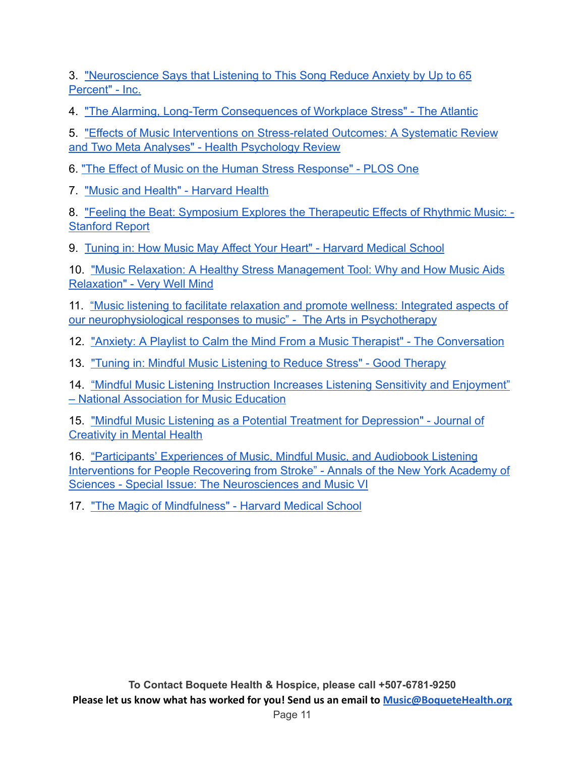3. "Neuroscience Says that Listening to This Song Reduce Anxiety by Up to 65 Percent" - Inc.

4. "The Alarming, Long-Term Consequences of Workplace Stress" - The Atlantic

5. "Effects of Music Interventions on Stress-related Outcomes: A Systematic Review and Two Meta Analyses" - Health Psychology Review

6. "The Effect of Music on the Human Stress Response" - PLOS One

7. "Music and Health" - Harvard Health

8. "Feeling the Beat: Symposium Explores the Therapeutic Effects of Rhythmic Music: - Stanford Report

9. Tuning in: How Music May Affect Your Heart" - Harvard Medical School

10. "Music Relaxation: A Healthy Stress Management Tool: Why and How Music Aids Relaxation" - Very Well Mind

11. “Music listening to facilitate relaxation and promote wellness: Integrated aspects of our neurophysiological responses to music” - The Arts in Psychotherapy

12. "Anxiety: A Playlist to Calm the Mind From a Music Therapist" - The Conversation

13. "Tuning in: Mindful Music Listening to Reduce Stress" - Good Therapy

14. “Mindful Music Listening Instruction Increases Listening Sensitivity and Enjoyment” – National Association for Music Education

15. "Mindful Music Listening as a Potential Treatment for Depression" - Journal of Creativity in Mental Health

16. “Participants’ Experiences of Music, Mindful Music, and Audiobook Listening Interventions for People Recovering from Stroke” - Annals of the New York Academy of Sciences - Special Issue: The Neurosciences and Music VI

17. "The Magic of Mindfulness" - Harvard Medical School